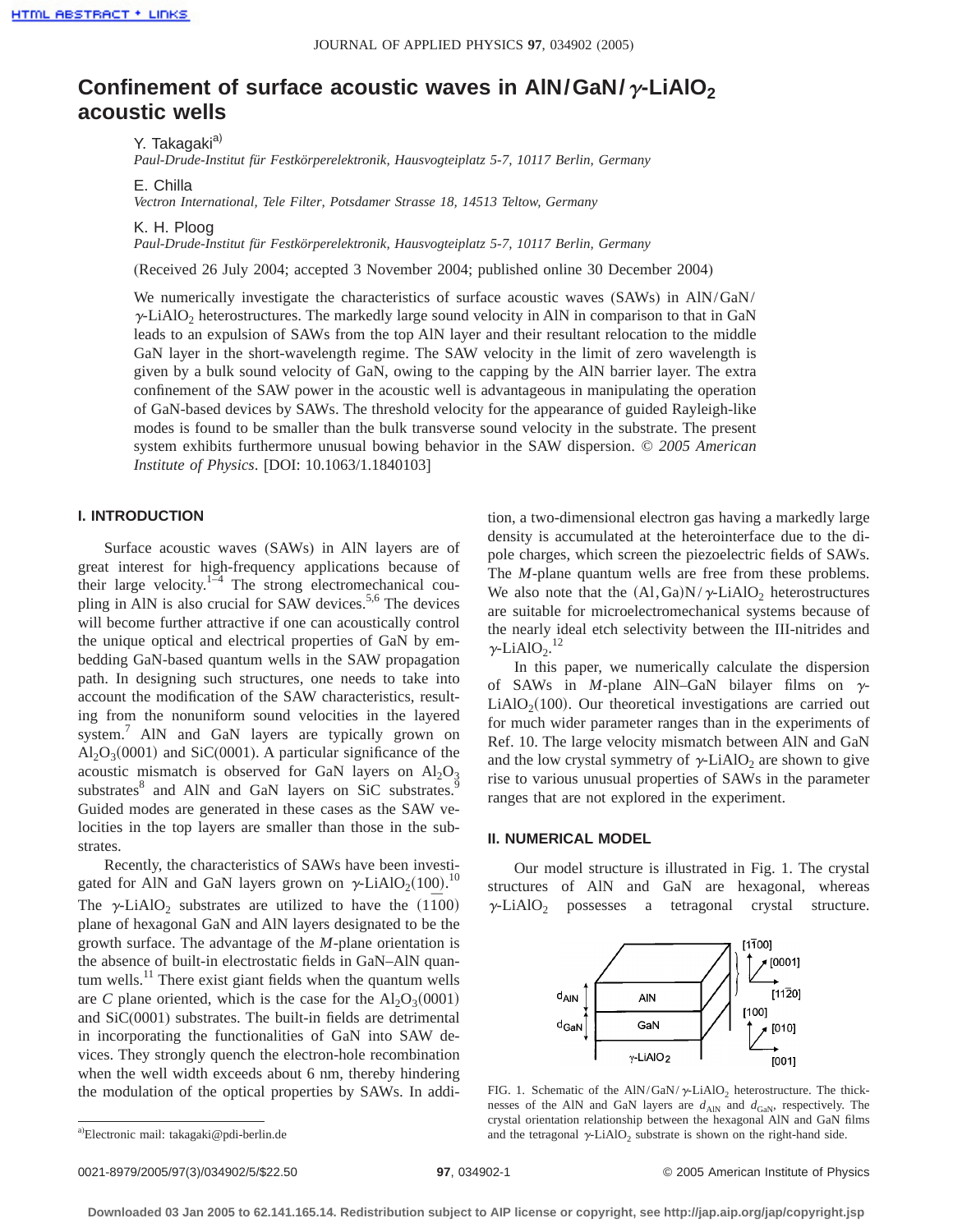# Confinement of surface acoustic waves in AlN/GaN/$\gamma$-$LiAlO_2$ acoustic wells

Y. Takagaki[a)]
*Paul-Drude-Institut für Festkörperelektronik, Hausvogteiplatz 5-7, 10117 Berlin, Germany*

E. Chilla
*Vectron International, Tele Filter, Potsdamer Strasse 18, 14513 Teltow, Germany*

K. H. Ploog
*Paul-Drude-Institut für Festkörperelektronik, Hausvogteiplatz 5-7, 10117 Berlin, Germany*

(Received 26 July 2004; accepted 3 November 2004; published online 30 December 2004)

We numerically investigate the characteristics of surface acoustic waves (SAWs) in AlN/GaN/$\gamma$-$LiAlO_2$ heterostructures. The markedly large sound velocity in AlN in comparison to that in GaN leads to an expulsion of SAWs from the top AlN layer and their resultant relocation to the middle GaN layer in the short-wavelength regime. The SAW velocity in the limit of zero wavelength is given by a bulk sound velocity of GaN, owing to the capping by the AlN barrier layer. The extra confinement of the SAW power in the acoustic well is advantageous in manipulating the operation of GaN-based devices by SAWs. The threshold velocity for the appearance of guided Rayleigh-like modes is found to be smaller than the bulk transverse sound velocity in the substrate. The present system exhibits furthermore unusual bowing behavior in the SAW dispersion. *© 2005 American Institute of Physics*. [DOI: 10.1063/1.1840103]

## I. INTRODUCTION

Surface acoustic waves (SAWs) in AlN layers are of great interest for high-frequency applications because of their large velocity.[1–4] The strong electromechanical coupling in AlN is also crucial for SAW devices.[5,6] The devices will become further attractive if one can acoustically control the unique optical and electrical properties of GaN by embedding GaN-based quantum wells in the SAW propagation path. In designing such structures, one needs to take into account the modification of the SAW characteristics, resulting from the nonuniform sound velocities in the layered system.[7] AlN and GaN layers are typically grown on $Al_2O_3(0001)$ and SiC(0001). A particular significance of the acoustic mismatch is observed for GaN layers on $Al_2O_3$ substrates[8] and AlN and GaN layers on SiC substrates.[9] Guided modes are generated in these cases as the SAW velocities in the top layers are smaller than those in the substrates.

Recently, the characteristics of SAWs have been investigated for AlN and GaN layers grown on $\gamma$-$LiAlO_2(100)$.[10] The $\gamma$-$LiAlO_2$ substrates are utilized to have the $(1\bar{1}00)$ plane of hexagonal GaN and AlN layers designated to be the growth surface. The advantage of the *M*-plane orientation is the absence of built-in electrostatic fields in GaN–AlN quantum wells.[11] There exist giant fields when the quantum wells are *C* plane oriented, which is the case for the $Al_2O_3(0001)$ and SiC(0001) substrates. The built-in fields are detrimental in incorporating the functionalities of GaN into SAW devices. They strongly quench the electron-hole recombination when the well width exceeds about 6 nm, thereby hindering the modulation of the optical properties by SAWs. In addition, a two-dimensional electron gas having a markedly large density is accumulated at the heterointerface due to the dipole charges, which screen the piezoelectric fields of SAWs. The *M*-plane quantum wells are free from these problems. We also note that the (Al,Ga)N/$\gamma$-$LiAlO_2$ heterostructures are suitable for microelectromechanical systems because of the nearly ideal etch selectivity between the III-nitrides and $\gamma$-$LiAlO_2$.[12]

In this paper, we numerically calculate the dispersion of SAWs in *M*-plane AlN–GaN bilayer films on $\gamma$-$LiAlO_2(100)$. Our theoretical investigations are carried out for much wider parameter ranges than in the experiments of Ref. 10. The large velocity mismatch between AlN and GaN and the low crystal symmetry of $\gamma$-$LiAlO_2$ are shown to give rise to various unusual properties of SAWs in the parameter ranges that are not explored in the experiment.

## II. NUMERICAL MODEL

Our model structure is illustrated in Fig. 1. The crystal structures of AlN and GaN are hexagonal, whereas $\gamma$-$LiAlO_2$ possesses a tetragonal crystal structure.

FIG. 1. Schematic of the AlN/GaN/$\gamma$-$LiAlO_2$ heterostructure. The thicknesses of the AlN and GaN layers are $d_{AlN}$ and $d_{GaN}$, respectively. The crystal orientation relationship between the hexagonal AlN and GaN films and the tetragonal $\gamma$-$LiAlO_2$ substrate is shown on the right-hand side.

[a)]Electronic mail: takagaki@pdi-berlin.de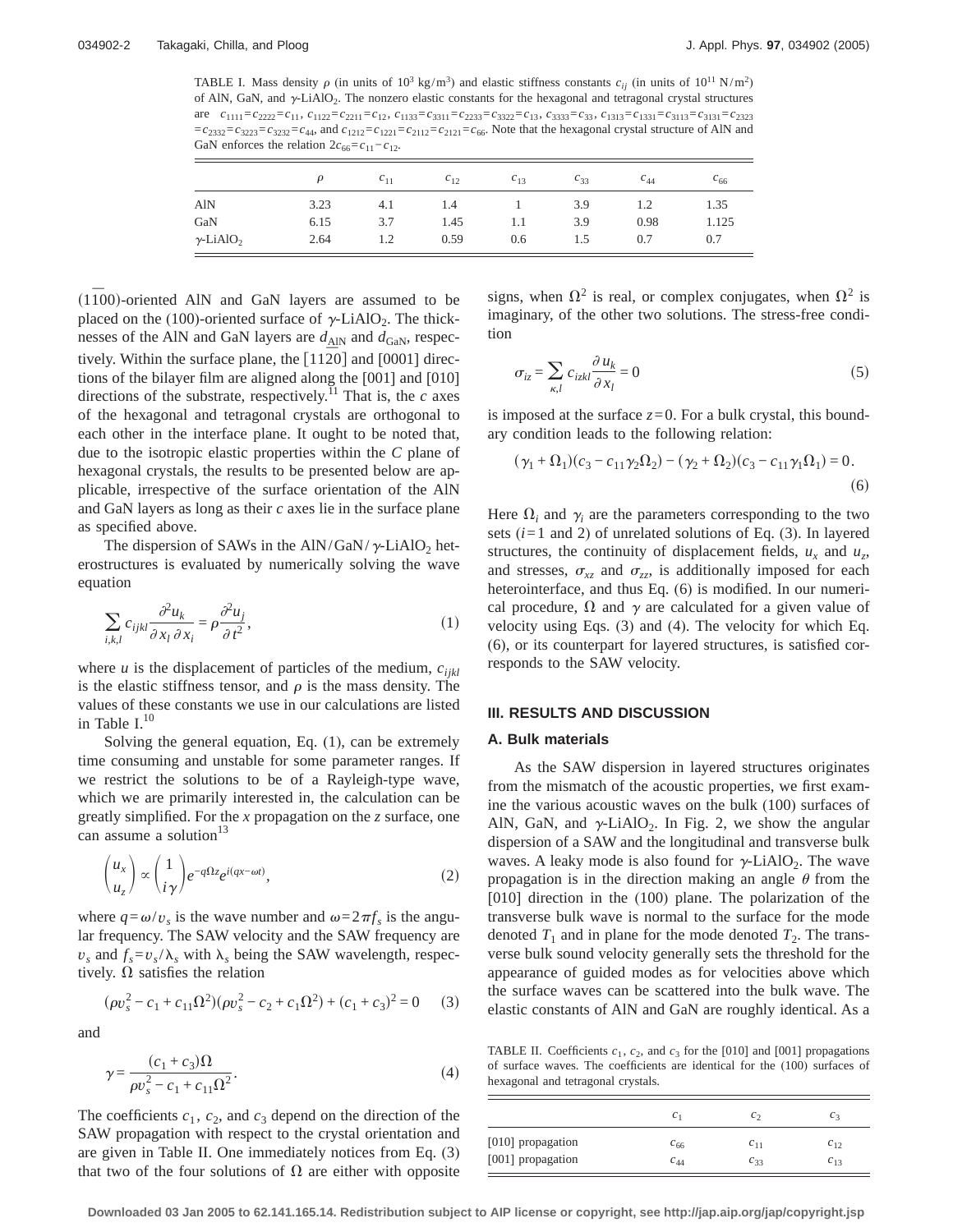TABLE I. Mass density $\rho$ (in units of $10^3$ kg/m$^3$) and elastic stiffness constants $c_{ij}$ (in units of $10^{11}$ N/m$^2$) of AlN, GaN, and $\gamma$-$LiAlO_2$. The nonzero elastic constants for the hexagonal and tetragonal crystal structures are $c_{1111}=c_{2222}=c_{11}$, $c_{1122}=c_{2211}=c_{12}$, $c_{1133}=c_{3311}=c_{2233}=c_{3322}=c_{13}$, $c_{3333}=c_{33}$, $c_{1313}=c_{1331}=c_{3113}=c_{3131}=c_{2323}=c_{2332}=c_{3223}=c_{3232}=c_{44}$, and $c_{1212}=c_{1221}=c_{2112}=c_{2121}=c_{66}$. Note that the hexagonal crystal structure of AlN and GaN enforces the relation $2c_{66}=c_{11}-c_{12}$.

| | $\rho$ | $c_{11}$ | $c_{12}$ | $c_{13}$ | $c_{33}$ | $c_{44}$ | $c_{66}$ |
|---|---|---|---|---|---|---|---|
| AlN | 3.23 | 4.1 | 1.4 | 1 | 3.9 | 1.2 | 1.35 |
| GaN | 6.15 | 3.7 | 1.45 | 1.1 | 3.9 | 0.98 | 1.125 |
| $\gamma$-$LiAlO_2$ | 2.64 | 1.2 | 0.59 | 0.6 | 1.5 | 0.7 | 0.7 |

$(1\bar{1}00)$-oriented AlN and GaN layers are assumed to be placed on the (100)-oriented surface of $\gamma$-$LiAlO_2$. The thicknesses of the AlN and GaN layers are $d_{\text{AlN}}$ and $d_{\text{GaN}}$, respectively. Within the surface plane, the $[11\bar{2}0]$ and [0001] directions of the bilayer film are aligned along the [001] and [010] directions of the substrate, respectively.[11] That is, the *c* axes of the hexagonal and tetragonal crystals are orthogonal to each other in the interface plane. It ought to be noted that, due to the isotropic elastic properties within the *C* plane of hexagonal crystals, the results to be presented below are applicable, irrespective of the surface orientation of the AlN and GaN layers as long as their *c* axes lie in the surface plane as specified above.

The dispersion of SAWs in the AlN/GaN/$\gamma$-$LiAlO_2$ heterostructures is evaluated by numerically solving the wave equation

$$\sum_{i,k,l} c_{ijkl}\frac{\partial^2 u_k}{\partial x_l\,\partial x_i} = \rho\frac{\partial^2 u_j}{\partial t^2}, \tag{1}$$

where $u$ is the displacement of particles of the medium, $c_{ijkl}$ is the elastic stiffness tensor, and $\rho$ is the mass density. The values of these constants we use in our calculations are listed in Table I.[10]

Solving the general equation, Eq. (1), can be extremely time consuming and unstable for some parameter ranges. If we restrict the solutions to be of a Rayleigh-type wave, which we are primarily interested in, the calculation can be greatly simplified. For the $x$ propagation on the $z$ surface, one can assume a solution[13]

$$\begin{pmatrix} u_x \\ u_z \end{pmatrix} \propto \begin{pmatrix} 1 \\ i\gamma \end{pmatrix} e^{-q\Omega z} e^{i(qx-\omega t)}, \tag{2}$$

where $q=\omega/v_s$ is the wave number and $\omega=2\pi f_s$ is the angular frequency. The SAW velocity and the SAW frequency are $v_s$ and $f_s=v_s/\lambda_s$ with $\lambda_s$ being the SAW wavelength, respectively. $\Omega$ satisfies the relation

$$(\rho v_s^2 - c_1 + c_{11}\Omega^2)(\rho v_s^2 - c_2 + c_1\Omega^2) + (c_1 + c_3)^2 = 0 \tag{3}$$

and

$$\gamma = \frac{(c_1 + c_3)\Omega}{\rho v_s^2 - c_1 + c_{11}\Omega^2}. \tag{4}$$

The coefficients $c_1$, $c_2$, and $c_3$ depend on the direction of the SAW propagation with respect to the crystal orientation and are given in Table II. One immediately notices from Eq. (3) that two of the four solutions of $\Omega$ are either with opposite signs, when $\Omega^2$ is real, or complex conjugates, when $\Omega^2$ is imaginary, of the other two solutions. The stress-free condition

$$\sigma_{iz} = \sum_{\kappa,l} c_{izkl}\frac{\partial u_k}{\partial x_l} = 0 \tag{5}$$

is imposed at the surface $z=0$. For a bulk crystal, this boundary condition leads to the following relation:

$$(\gamma_1 + \Omega_1)(c_3 - c_{11}\gamma_2\Omega_2) - (\gamma_2 + \Omega_2)(c_3 - c_{11}\gamma_1\Omega_1) = 0. \tag{6}$$

Here $\Omega_i$ and $\gamma_i$ are the parameters corresponding to the two sets ($i=1$ and 2) of unrelated solutions of Eq. (3). In layered structures, the continuity of displacement fields, $u_x$ and $u_z$, and stresses, $\sigma_{xz}$ and $\sigma_{zz}$, is additionally imposed for each heterointerface, and thus Eq. (6) is modified. In our numerical procedure, $\Omega$ and $\gamma$ are calculated for a given value of velocity using Eqs. (3) and (4). The velocity for which Eq. (6), or its counterpart for layered structures, is satisfied corresponds to the SAW velocity.

## III. RESULTS AND DISCUSSION

### A. Bulk materials

As the SAW dispersion in layered structures originates from the mismatch of the acoustic properties, we first examine the various acoustic waves on the bulk (100) surfaces of AlN, GaN, and $\gamma$-$LiAlO_2$. In Fig. 2, we show the angular dispersion of a SAW and the longitudinal and transverse bulk waves. A leaky mode is also found for $\gamma$-$LiAlO_2$. The wave propagation is in the direction making an angle $\theta$ from the [010] direction in the (100) plane. The polarization of the transverse bulk wave is normal to the surface for the mode denoted $T_1$ and in plane for the mode denoted $T_2$. The transverse bulk sound velocity generally sets the threshold for the appearance of guided modes as for velocities above which the surface waves can be scattered into the bulk wave. The elastic constants of AlN and GaN are roughly identical. As a

TABLE II. Coefficients $c_1$, $c_2$, and $c_3$ for the [010] and [001] propagations of surface waves. The coefficients are identical for the (100) surfaces of hexagonal and tetragonal crystals.

| | $c_1$ | $c_2$ | $c_3$ |
|---|---|---|---|
| [010] propagation | $c_{66}$ | $c_{11}$ | $c_{12}$ |
| [001] propagation | $c_{44}$ | $c_{33}$ | $c_{13}$ |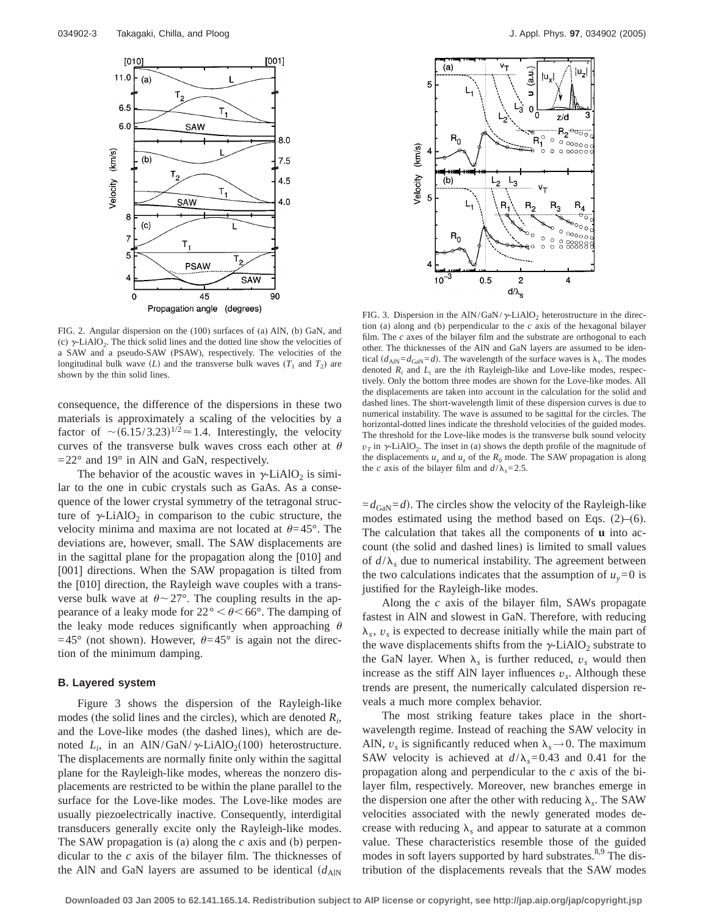FIG. 2. Angular dispersion on the (100) surfaces of (a) AlN, (b) GaN, and (c) $\gamma$-$LiAlO_2$. The thick solid lines and the dotted line show the velocities of a SAW and a pseudo-SAW (PSAW), respectively. The velocities of the longitudinal bulk wave ($L$) and the transverse bulk waves ($T_1$ and $T_2$) are shown by the thin solid lines.

consequence, the difference of the dispersions in these two materials is approximately a scaling of the velocities by a factor of $\sim(6.15/3.23)^{1/2}\approx 1.4$. Interestingly, the velocity curves of the transverse bulk waves cross each other at $\theta = 22°$ and 19° in AlN and GaN, respectively.

The behavior of the acoustic waves in $\gamma$-$LiAlO_2$ is similar to the one in cubic crystals such as GaAs. As a consequence of the lower crystal symmetry of the tetragonal structure of $\gamma$-$LiAlO_2$ in comparison to the cubic structure, the velocity minima and maxima are not located at $\theta = 45°$. The deviations are, however, small. The SAW displacements are in the sagittal plane for the propagation along the [010] and [001] directions. When the SAW propagation is tilted from the [010] direction, the Rayleigh wave couples with a transverse bulk wave at $\theta \sim 27°$. The coupling results in the appearance of a leaky mode for $22° < \theta < 66°$. The damping of the leaky mode reduces significantly when approaching $\theta = 45°$ (not shown). However, $\theta = 45°$ is again not the direction of the minimum damping.

### B. Layered system

Figure 3 shows the dispersion of the Rayleigh-like modes (the solid lines and the circles), which are denoted $R_i$, and the Love-like modes (the dashed lines), which are denoted $L_i$, in an AlN/GaN/$\gamma$-$LiAlO_2$(100) heterostructure. The displacements are normally finite only within the sagittal plane for the Rayleigh-like modes, whereas the nonzero displacements are restricted to be within the plane parallel to the surface for the Love-like modes. The Love-like modes are usually piezoelectrically inactive. Consequently, interdigital transducers generally excite only the Rayleigh-like modes. The SAW propagation is (a) along the $c$ axis and (b) perpendicular to the $c$ axis of the bilayer film. The thicknesses of the AlN and GaN layers are assumed to be identical ($d_{AlN} = d_{GaN} = d$). The circles show the velocity of the Rayleigh-like modes estimated using the method based on Eqs. (2)–(6). The calculation that takes all the components of **u** into account (the solid and dashed lines) is limited to small values of $d/\lambda_s$ due to numerical instability. The agreement between the two calculations indicates that the assumption of $u_y = 0$ is justified for the Rayleigh-like modes.

FIG. 3. Dispersion in the AlN/GaN/$\gamma$-$LiAlO_2$ heterostructure in the direction (a) along and (b) perpendicular to the $c$ axis of the hexagonal bilayer film. The $c$ axes of the bilayer film and the substrate are orthogonal to each other. The thicknesses of the AlN and GaN layers are assumed to be identical ($d_{AlN} = d_{GaN} = d$). The wavelength of the surface waves is $\lambda_s$. The modes denoted $R_i$ and $L_i$ are the $i$th Rayleigh-like and Love-like modes, respectively. Only the bottom three modes are shown for the Love-like modes. All the displacements are taken into account in the calculation for the solid and dashed lines. The short-wavelength limit of these dispersion curves is due to numerical instability. The wave is assumed to be sagittal for the circles. The horizontal-dotted lines indicate the threshold velocities of the guided modes. The threshold for the Love-like modes is the transverse bulk sound velocity $v_T$ in $\gamma$-$LiAlO_2$. The inset in (a) shows the depth profile of the magnitude of the displacements $u_x$ and $u_z$ of the $R_0$ mode. The SAW propagation is along the $c$ axis of the bilayer film and $d/\lambda_s = 2.5$.

Along the $c$ axis of the bilayer film, SAWs propagate fastest in AlN and slowest in GaN. Therefore, with reducing $\lambda_s$, $v_s$ is expected to decrease initially while the main part of the wave displacements shifts from the $\gamma$-$LiAlO_2$ substrate to the GaN layer. When $\lambda_s$ is further reduced, $v_s$ would then increase as the stiff AlN layer influences $v_s$. Although these trends are present, the numerically calculated dispersion reveals a much more complex behavior.

The most striking feature takes place in the short-wavelength regime. Instead of reaching the SAW velocity in AlN, $v_s$ is significantly reduced when $\lambda_s \to 0$. The maximum SAW velocity is achieved at $d/\lambda_s = 0.43$ and 0.41 for the propagation along and perpendicular to the $c$ axis of the bilayer film, respectively. Moreover, new branches emerge in the dispersion one after the other with reducing $\lambda_s$. The SAW velocities associated with the newly generated modes decrease with reducing $\lambda_s$ and appear to saturate at a common value. These characteristics resemble those of the guided modes in soft layers supported by hard substrates.[8,9] The distribution of the displacements reveals that the SAW modes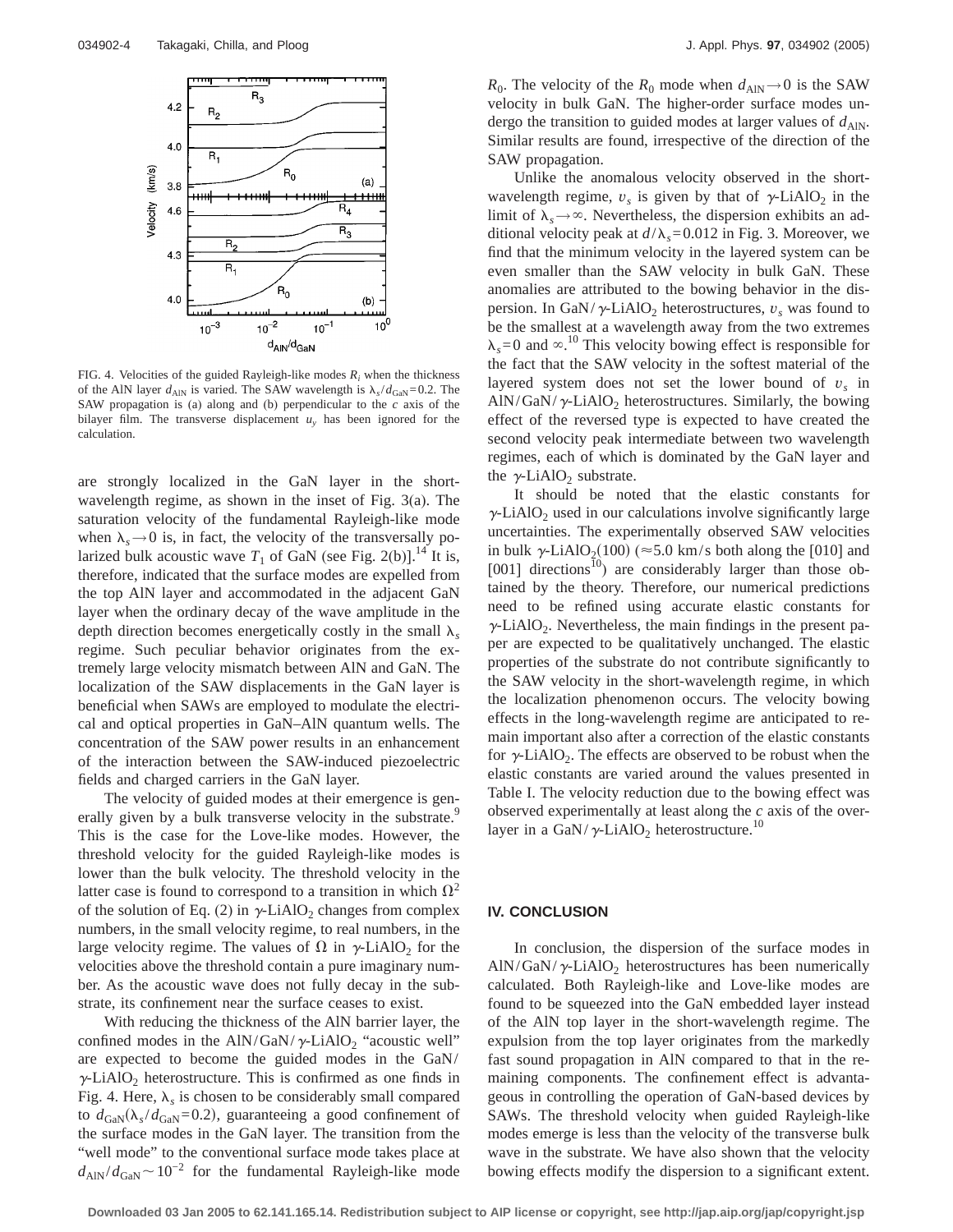FIG. 4. Velocities of the guided Rayleigh-like modes $R_i$ when the thickness of the AlN layer $d_{AlN}$ is varied. The SAW wavelength is $\lambda_s/d_{GaN}=0.2$. The SAW propagation is (a) along and (b) perpendicular to the $c$ axis of the bilayer film. The transverse displacement $u_y$ has been ignored for the calculation.

are strongly localized in the GaN layer in the short-wavelength regime, as shown in the inset of Fig. 3(a). The saturation velocity of the fundamental Rayleigh-like mode when $\lambda_s \rightarrow 0$ is, in fact, the velocity of the transversally polarized bulk acoustic wave $T_1$ of GaN (see Fig. 2(b)).[14] It is, therefore, indicated that the surface modes are expelled from the top AlN layer and accommodated in the adjacent GaN layer when the ordinary decay of the wave amplitude in the depth direction becomes energetically costly in the small $\lambda_s$ regime. Such peculiar behavior originates from the extremely large velocity mismatch between AlN and GaN. The localization of the SAW displacements in the GaN layer is beneficial when SAWs are employed to modulate the electrical and optical properties in GaN–AlN quantum wells. The concentration of the SAW power results in an enhancement of the interaction between the SAW-induced piezoelectric fields and charged carriers in the GaN layer.

The velocity of guided modes at their emergence is generally given by a bulk transverse velocity in the substrate.[9] This is the case for the Love-like modes. However, the threshold velocity for the guided Rayleigh-like modes is lower than the bulk velocity. The threshold velocity in the latter case is found to correspond to a transition in which $\Omega^2$ of the solution of Eq. (2) in $\gamma$-$LiAlO_2$ changes from complex numbers, in the small velocity regime, to real numbers, in the large velocity regime. The values of $\Omega$ in $\gamma$-$LiAlO_2$ for the velocities above the threshold contain a pure imaginary number. As the acoustic wave does not fully decay in the substrate, its confinement near the surface ceases to exist.

With reducing the thickness of the AlN barrier layer, the confined modes in the AlN/GaN/$\gamma$-$LiAlO_2$ "acoustic well" are expected to become the guided modes in the GaN/$\gamma$-$LiAlO_2$ heterostructure. This is confirmed as one finds in Fig. 4. Here, $\lambda_s$ is chosen to be considerably small compared to $d_{GaN}(\lambda_s/d_{GaN}=0.2)$, guaranteeing a good confinement of the surface modes in the GaN layer. The transition from the "well mode" to the conventional surface mode takes place at $d_{AlN}/d_{GaN}\sim 10^{-2}$ for the fundamental Rayleigh-like mode $R_0$. The velocity of the $R_0$ mode when $d_{AlN}\rightarrow 0$ is the SAW velocity in bulk GaN. The higher-order surface modes undergo the transition to guided modes at larger values of $d_{AlN}$. Similar results are found, irrespective of the direction of the SAW propagation.

Unlike the anomalous velocity observed in the short-wavelength regime, $v_s$ is given by that of $\gamma$-$LiAlO_2$ in the limit of $\lambda_s\rightarrow\infty$. Nevertheless, the dispersion exhibits an additional velocity peak at $d/\lambda_s=0.012$ in Fig. 3. Moreover, we find that the minimum velocity in the layered system can be even smaller than the SAW velocity in bulk GaN. These anomalies are attributed to the bowing behavior in the dispersion. In GaN/$\gamma$-$LiAlO_2$ heterostructures, $v_s$ was found to be the smallest at a wavelength away from the two extremes $\lambda_s=0$ and $\infty$.[10] This velocity bowing effect is responsible for the fact that the SAW velocity in the softest material of the layered system does not set the lower bound of $v_s$ in AlN/GaN/$\gamma$-$LiAlO_2$ heterostructures. Similarly, the bowing effect of the reversed type is expected to have created the second velocity peak intermediate between two wavelength regimes, each of which is dominated by the GaN layer and the $\gamma$-$LiAlO_2$ substrate.

It should be noted that the elastic constants for $\gamma$-$LiAlO_2$ used in our calculations involve significantly large uncertainties. The experimentally observed SAW velocities in bulk $\gamma$-$LiAlO_2$(100) ($\approx$5.0 km/s both along the [010] and [001] directions[10]) are considerably larger than those obtained by the theory. Therefore, our numerical predictions need to be refined using accurate elastic constants for $\gamma$-$LiAlO_2$. Nevertheless, the main findings in the present paper are expected to be qualitatively unchanged. The elastic properties of the substrate do not contribute significantly to the SAW velocity in the short-wavelength regime, in which the localization phenomenon occurs. The velocity bowing effects in the long-wavelength regime are anticipated to remain important also after a correction of the elastic constants for $\gamma$-$LiAlO_2$. The effects are observed to be robust when the elastic constants are varied around the values presented in Table I. The velocity reduction due to the bowing effect was observed experimentally at least along the $c$ axis of the overlayer in a GaN/$\gamma$-$LiAlO_2$ heterostructure.[10]

## IV. CONCLUSION

In conclusion, the dispersion of the surface modes in AlN/GaN/$\gamma$-$LiAlO_2$ heterostructures has been numerically calculated. Both Rayleigh-like and Love-like modes are found to be squeezed into the GaN embedded layer instead of the AlN top layer in the short-wavelength regime. The expulsion from the top layer originates from the markedly fast sound propagation in AlN compared to that in the remaining components. The confinement effect is advantageous in controlling the operation of GaN-based devices by SAWs. The threshold velocity when guided Rayleigh-like modes emerge is less than the velocity of the transverse bulk wave in the substrate. We have also shown that the velocity bowing effects modify the dispersion to a significant extent.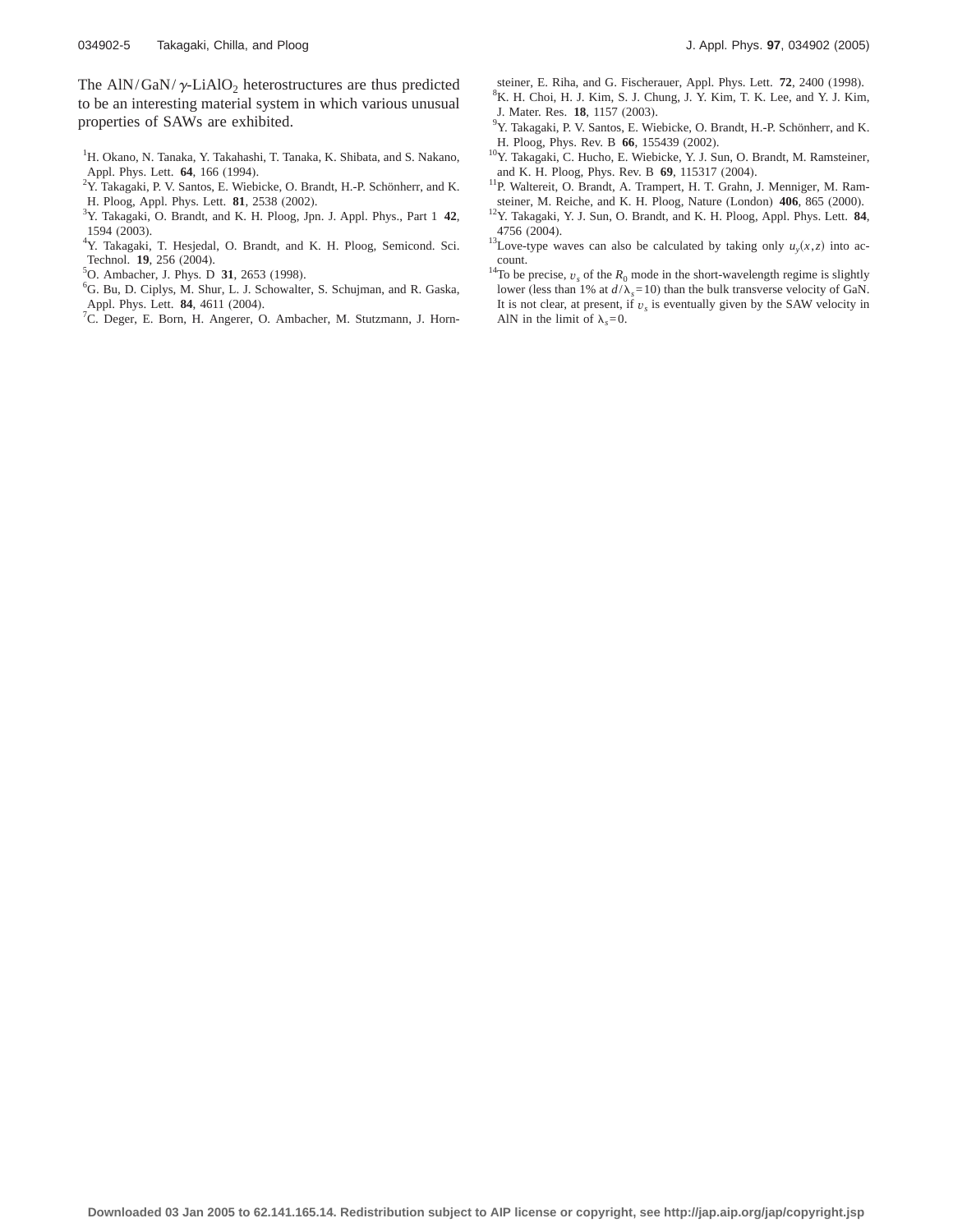The AlN/GaN/$\gamma$-$LiAlO_2$ heterostructures are thus predicted to be an interesting material system in which various unusual properties of SAWs are exhibited.

[1] H. Okano, N. Tanaka, Y. Takahashi, T. Tanaka, K. Shibata, and S. Nakano, Appl. Phys. Lett. **64**, 166 (1994).
[2] Y. Takagaki, P. V. Santos, E. Wiebicke, O. Brandt, H.-P. Schönherr, and K. H. Ploog, Appl. Phys. Lett. **81**, 2538 (2002).
[3] Y. Takagaki, O. Brandt, and K. H. Ploog, Jpn. J. Appl. Phys., Part 1 **42**, 1594 (2003).
[4] Y. Takagaki, T. Hesjedal, O. Brandt, and K. H. Ploog, Semicond. Sci. Technol. **19**, 256 (2004).
[5] O. Ambacher, J. Phys. D **31**, 2653 (1998).
[6] G. Bu, D. Ciplys, M. Shur, L. J. Schowalter, S. Schujman, and R. Gaska, Appl. Phys. Lett. **84**, 4611 (2004).
[7] C. Deger, E. Born, H. Angerer, O. Ambacher, M. Stutzmann, J. Hornsteiner, E. Riha, and G. Fischerauer, Appl. Phys. Lett. **72**, 2400 (1998).
[8] K. H. Choi, H. J. Kim, S. J. Chung, J. Y. Kim, T. K. Lee, and Y. J. Kim, J. Mater. Res. **18**, 1157 (2003).
[9] Y. Takagaki, P. V. Santos, E. Wiebicke, O. Brandt, H.-P. Schönherr, and K. H. Ploog, Phys. Rev. B **66**, 155439 (2002).
[10] Y. Takagaki, C. Hucho, E. Wiebicke, Y. J. Sun, O. Brandt, M. Ramsteiner, and K. H. Ploog, Phys. Rev. B **69**, 115317 (2004).
[11] P. Waltereit, O. Brandt, A. Trampert, H. T. Grahn, J. Menniger, M. Ramsteiner, M. Reiche, and K. H. Ploog, Nature (London) **406**, 865 (2000).
[12] Y. Takagaki, Y. J. Sun, O. Brandt, and K. H. Ploog, Appl. Phys. Lett. **84**, 4756 (2004).
[13] Love-type waves can also be calculated by taking only $u_y(x,z)$ into account.
[14] To be precise, $v_s$ of the $R_0$ mode in the short-wavelength regime is slightly lower (less than 1% at $d/\lambda_s=10$) than the bulk transverse velocity of GaN. It is not clear, at present, if $v_s$ is eventually given by the SAW velocity in AlN in the limit of $\lambda_s=0$.